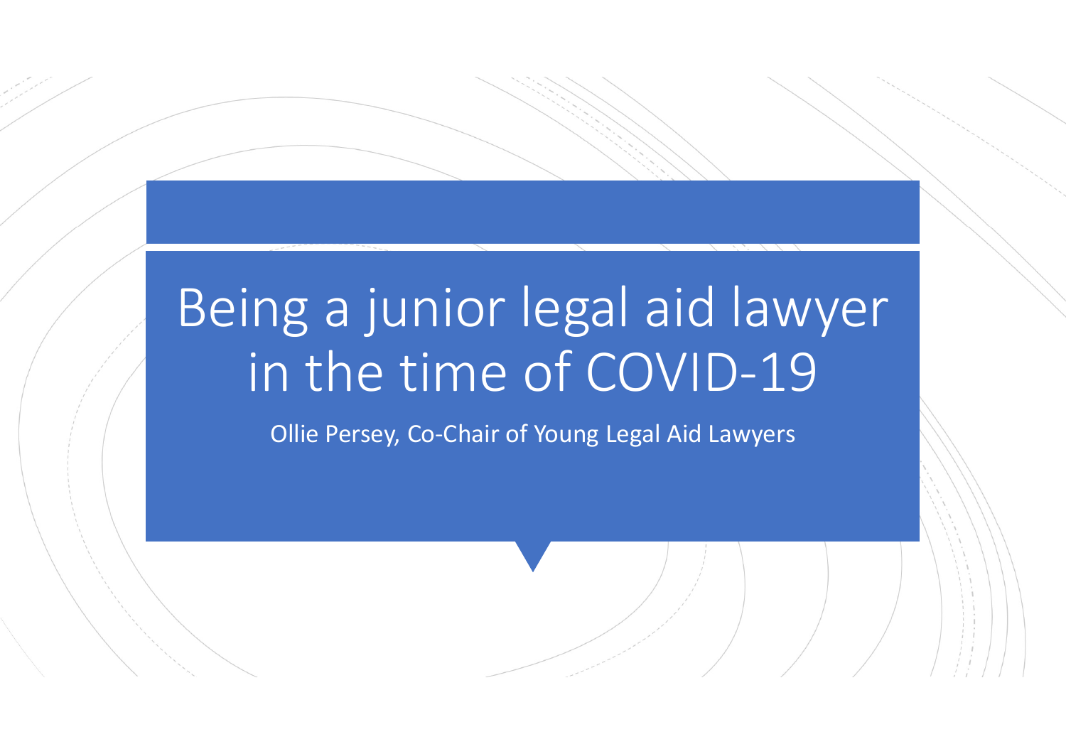# Being a junior legal aid lawyer in the time of COVID-19

Ollie Persey, Co-Chair of Young Legal Aid Lawyers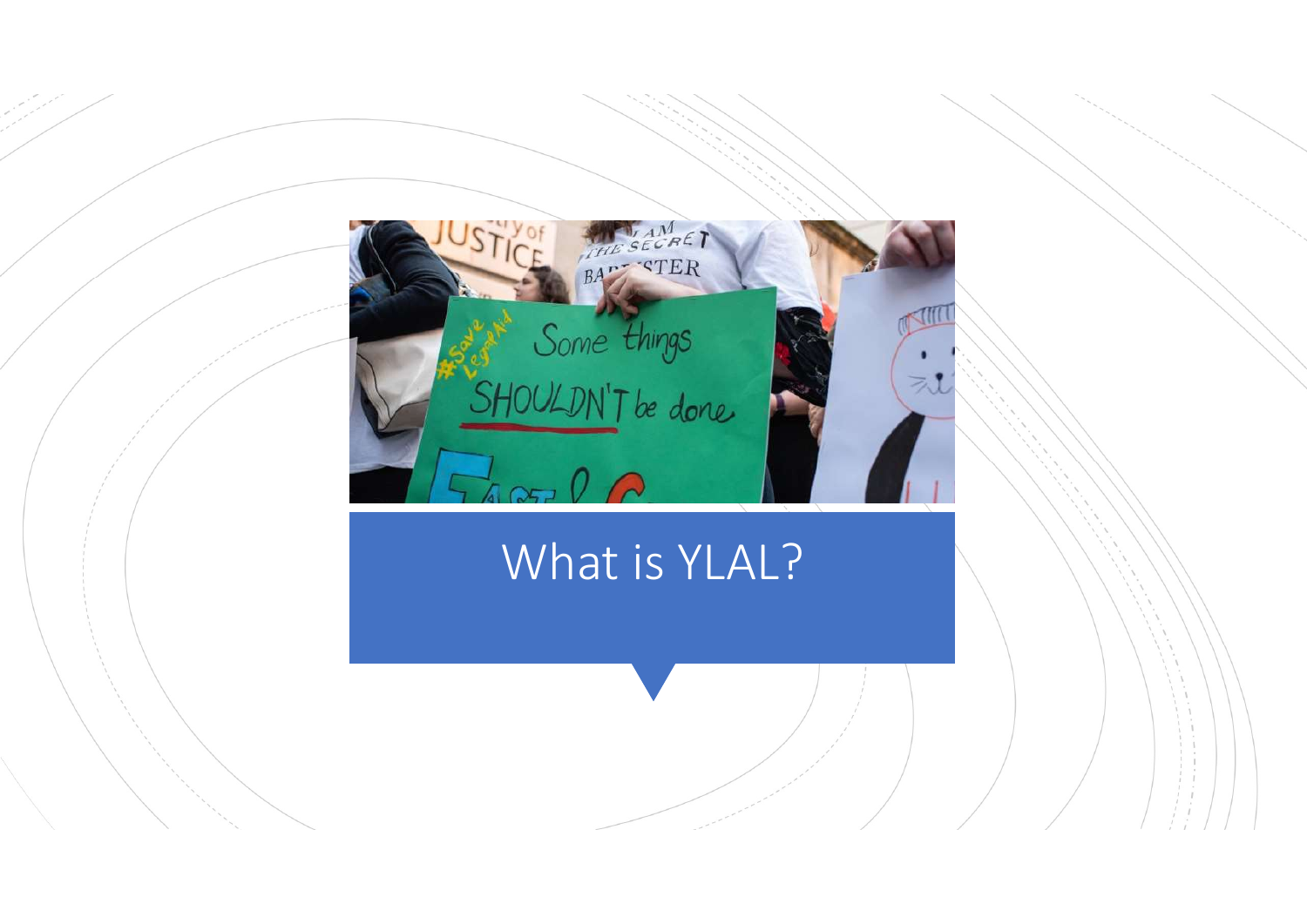# What is YLAL?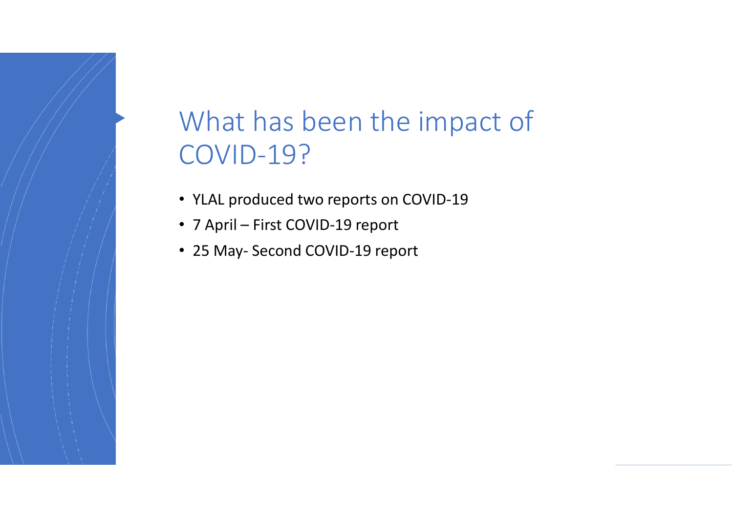# What has been the impact of COVID-19?

- YLAL produced two reports on COVID-19
- 7 April – First COVID-19 report
- 25 May- Second COVID-19 report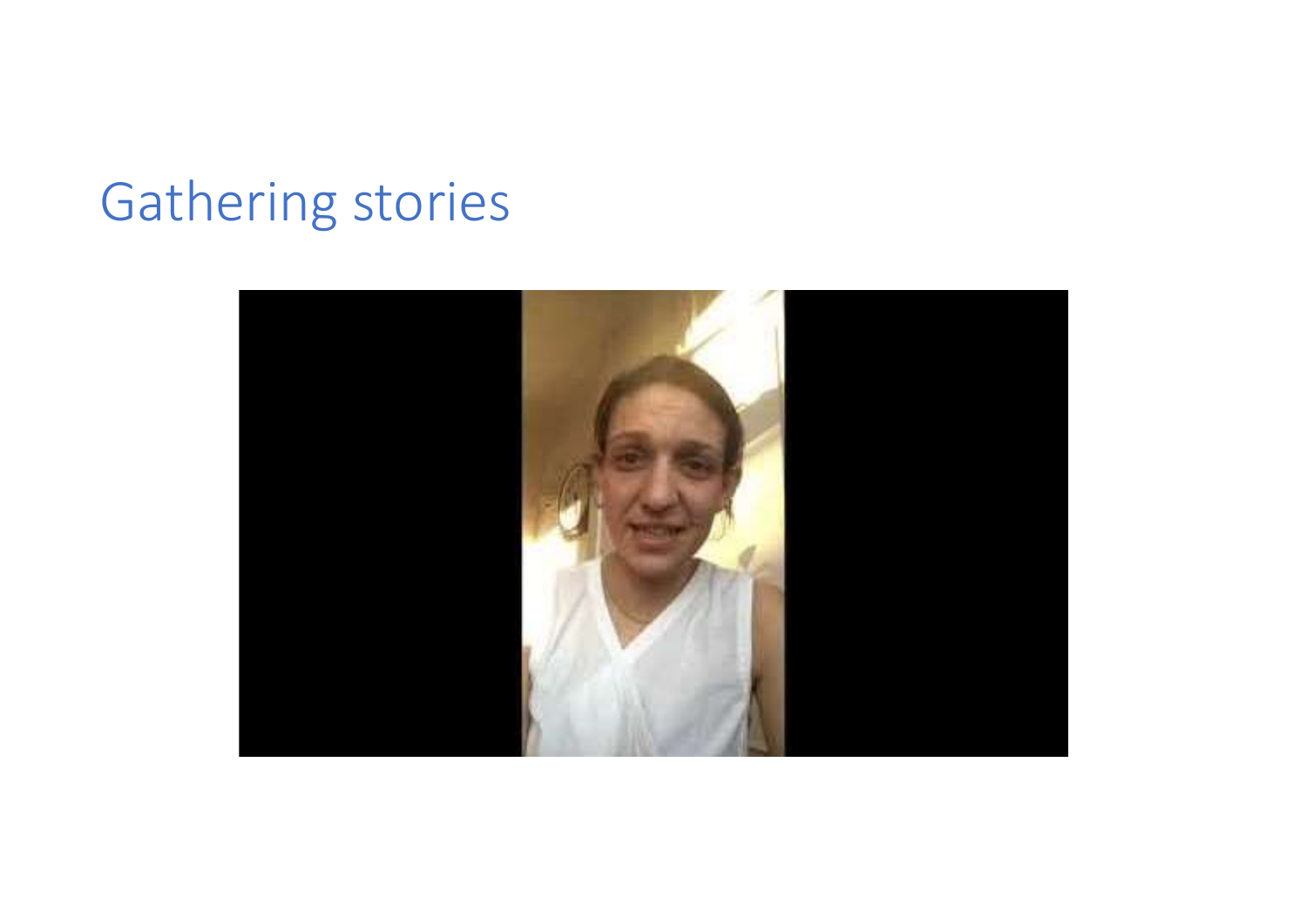# Gathering stories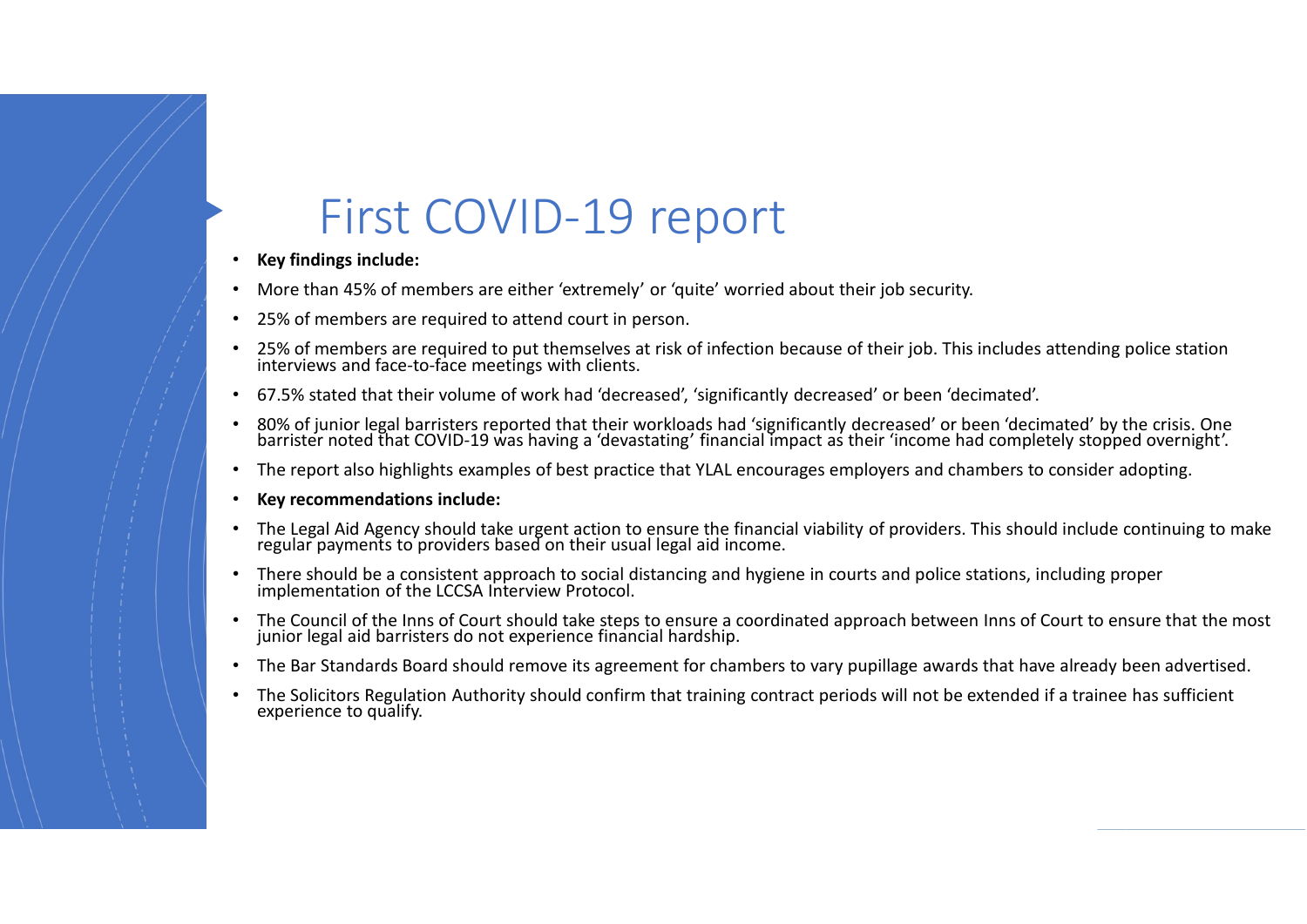# First COVID-19 report

- **Key findings include:**
- More than 45% of members are either 'extremely' or 'quite' worried about their job security.
- 25% of members are required to attend court in person.
- 25% of members are required to put themselves at risk of infection because of their job. This includes attending police station interviews and face-to-face meetings with clients.
- 67.5% stated that their volume of work had 'decreased', 'significantly decreased' or been 'decimated'.
- 80% of junior legal barristers reported that their workloads had 'significantly decreased' or been 'decimated' by the crisis. One barrister noted that COVID-19 was having a 'devastating' financial impact as their 'income had completely stopped overnight'.
- The report also highlights examples of best practice that YLAL encourages employers and chambers to consider adopting.
- **Key recommendations include:**
- The Legal Aid Agency should take urgent action to ensure the financial viability of providers. This should include continuing to make regular payments to providers based on their usual legal aid income.
- There should be a consistent approach to social distancing and hygiene in courts and police stations, including proper implementation of the LCCSA Interview Protocol.
- The Council of the Inns of Court should take steps to ensure a coordinated approach between Inns of Court to ensure that the most junior legal aid barristers do not experience financial hardship.
- The Bar Standards Board should remove its agreement for chambers to vary pupillage awards that have already been advertised.
- The Solicitors Regulation Authority should confirm that training contract periods will not be extended if a trainee has sufficient experience to qualify.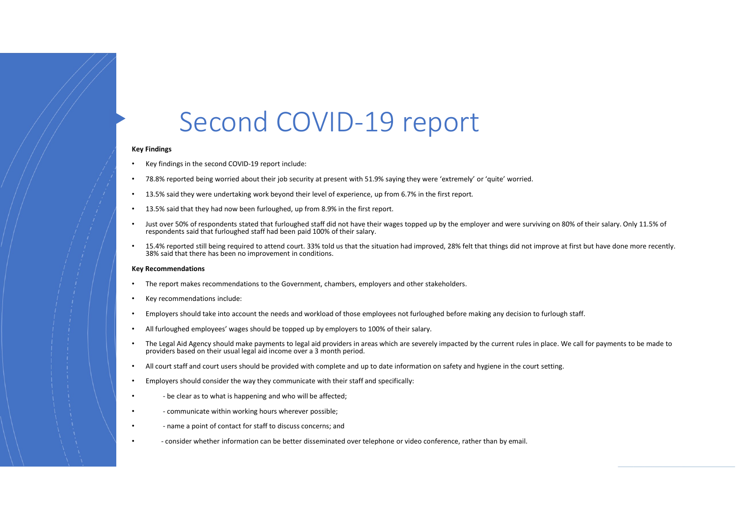# Second COVID-19 report

**Key Findings**

- Key findings in the second COVID-19 report include:
- 78.8% reported being worried about their job security at present with 51.9% saying they were 'extremely' or 'quite' worried.
- 13.5% said they were undertaking work beyond their level of experience, up from 6.7% in the first report.
- 13.5% said that they had now been furloughed, up from 8.9% in the first report.
- Just over 50% of respondents stated that furloughed staff did not have their wages topped up by the employer and were surviving on 80% of their salary. Only 11.5% of respondents said that furloughed staff had been paid 100% of their salary.
- 15.4% reported still being required to attend court. 33% told us that the situation had improved, 28% felt that things did not improve at first but have done more recently. 38% said that there has been no improvement in conditions.

**Key Recommendations**

- The report makes recommendations to the Government, chambers, employers and other stakeholders.
- Key recommendations include:
- Employers should take into account the needs and workload of those employees not furloughed before making any decision to furlough staff.
- All furloughed employees' wages should be topped up by employers to 100% of their salary.
- The Legal Aid Agency should make payments to legal aid providers in areas which are severely impacted by the current rules in place. We call for payments to be made to providers based on their usual legal aid income over a 3 month period.
- All court staff and court users should be provided with complete and up to date information on safety and hygiene in the court setting.
- Employers should consider the way they communicate with their staff and specifically:
- - be clear as to what is happening and who will be affected;
- - communicate within working hours wherever possible;
- - name a point of contact for staff to discuss concerns; and
- - consider whether information can be better disseminated over telephone or video conference, rather than by email.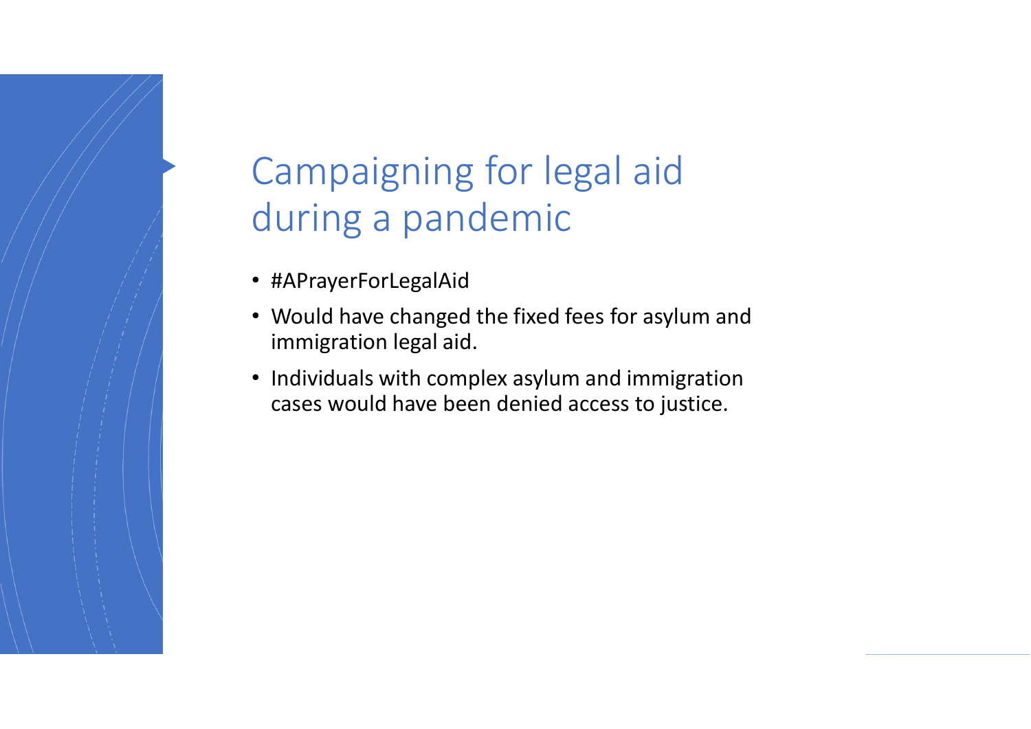# Campaigning for legal aid during a pandemic

- #APrayerForLegalAid
- Would have changed the fixed fees for asylum and immigration legal aid.
- Individuals with complex asylum and immigration cases would have been denied access to justice.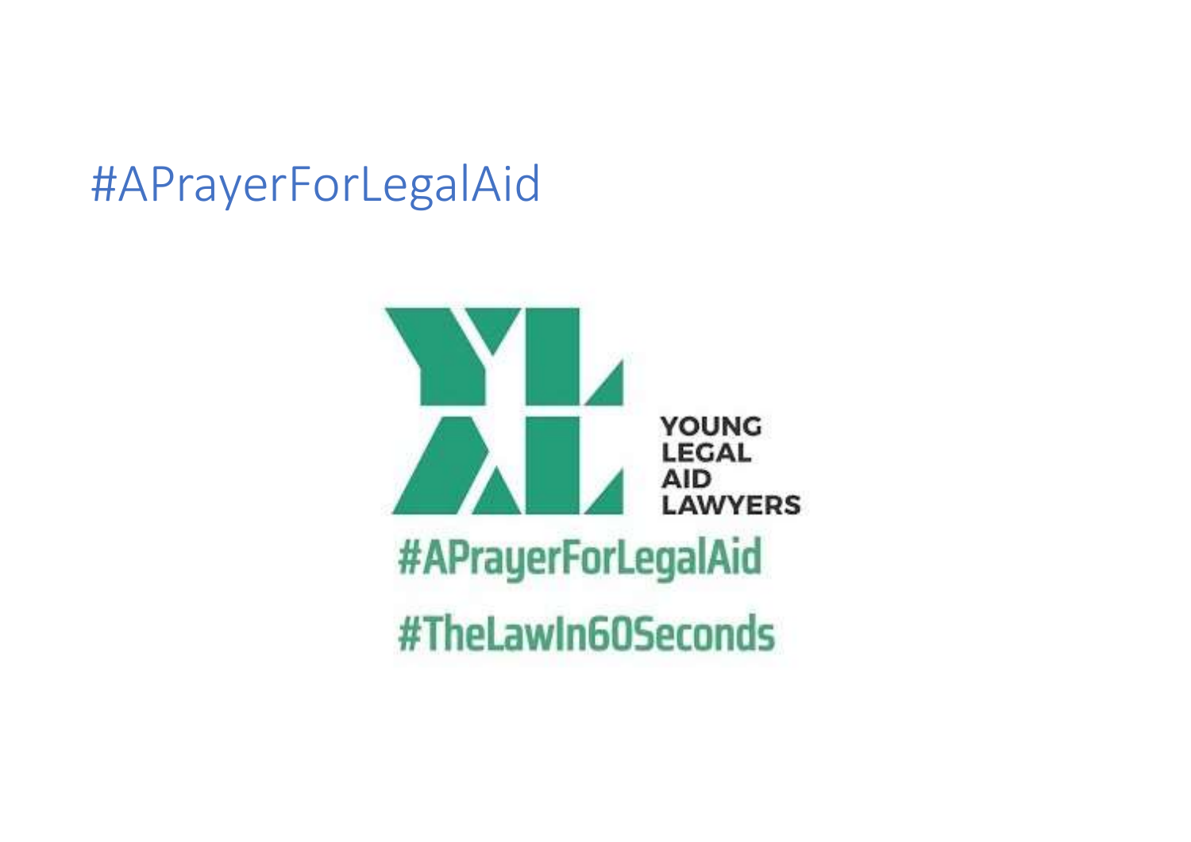# #APrayerForLegalAid

YOUNG LEGAL AID LAWYERS

#APrayerForLegalAid

#TheLawIn60Seconds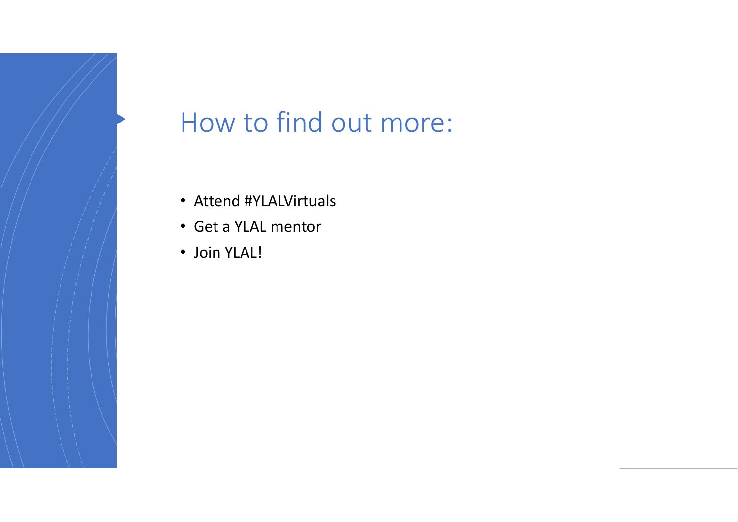# How to find out more:

- Attend #YLALVirtuals
- Get a YLAL mentor
- Join YLAL!